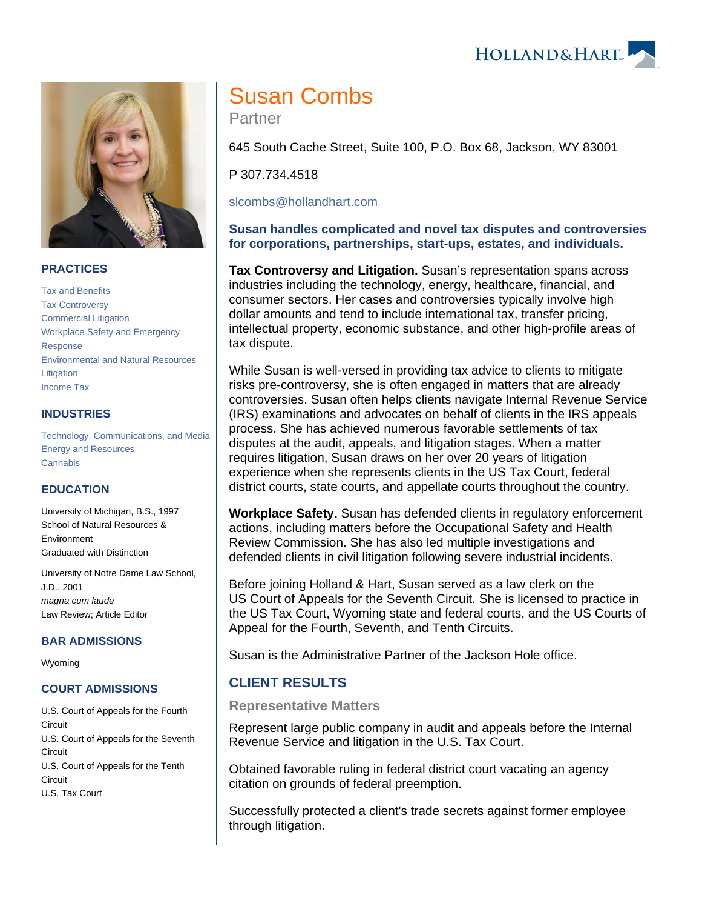# Susan Combs

Partner

645 South Cache Street, Suite 100, P.O. Box 68, Jackson, WY 83001

P 307.734.4518

slcombs@hollandhart.com

**Susan handles complicated and novel tax disputes and controversies for corporations, partnerships, start-ups, estates, and individuals.**

**Tax Controversy and Litigation.** Susan's representation spans across industries including the technology, energy, healthcare, financial, and consumer sectors. Her cases and controversies typically involve high dollar amounts and tend to include international tax, transfer pricing, intellectual property, economic substance, and other high-profile areas of tax dispute.

While Susan is well-versed in providing tax advice to clients to mitigate risks pre-controversy, she is often engaged in matters that are already controversies. Susan often helps clients navigate Internal Revenue Service (IRS) examinations and advocates on behalf of clients in the IRS appeals process. She has achieved numerous favorable settlements of tax disputes at the audit, appeals, and litigation stages. When a matter requires litigation, Susan draws on her over 20 years of litigation experience when she represents clients in the US Tax Court, federal district courts, state courts, and appellate courts throughout the country.

**Workplace Safety.** Susan has defended clients in regulatory enforcement actions, including matters before the Occupational Safety and Health Review Commission. She has also led multiple investigations and defended clients in civil litigation following severe industrial incidents.

Before joining Holland & Hart, Susan served as a law clerk on the US Court of Appeals for the Seventh Circuit. She is licensed to practice in the US Tax Court, Wyoming state and federal courts, and the US Courts of Appeal for the Fourth, Seventh, and Tenth Circuits.

Susan is the Administrative Partner of the Jackson Hole office.

## CLIENT RESULTS

### Representative Matters

Represent large public company in audit and appeals before the Internal Revenue Service and litigation in the U.S. Tax Court.

Obtained favorable ruling in federal district court vacating an agency citation on grounds of federal preemption.

Successfully protected a client's trade secrets against former employee through litigation.

## PRACTICES

- Tax and Benefits
- Tax Controversy
- Commercial Litigation
- Workplace Safety and Emergency Response
- Environmental and Natural Resources Litigation
- Income Tax

## INDUSTRIES

- Technology, Communications, and Media
- Energy and Resources
- Cannabis

## EDUCATION

University of Michigan, B.S., 1997
School of Natural Resources & Environment
Graduated with Distinction

University of Notre Dame Law School, J.D., 2001
*magna cum laude*
Law Review; Article Editor

## BAR ADMISSIONS

Wyoming

## COURT ADMISSIONS

- U.S. Court of Appeals for the Fourth Circuit
- U.S. Court of Appeals for the Seventh Circuit
- U.S. Court of Appeals for the Tenth Circuit
- U.S. Tax Court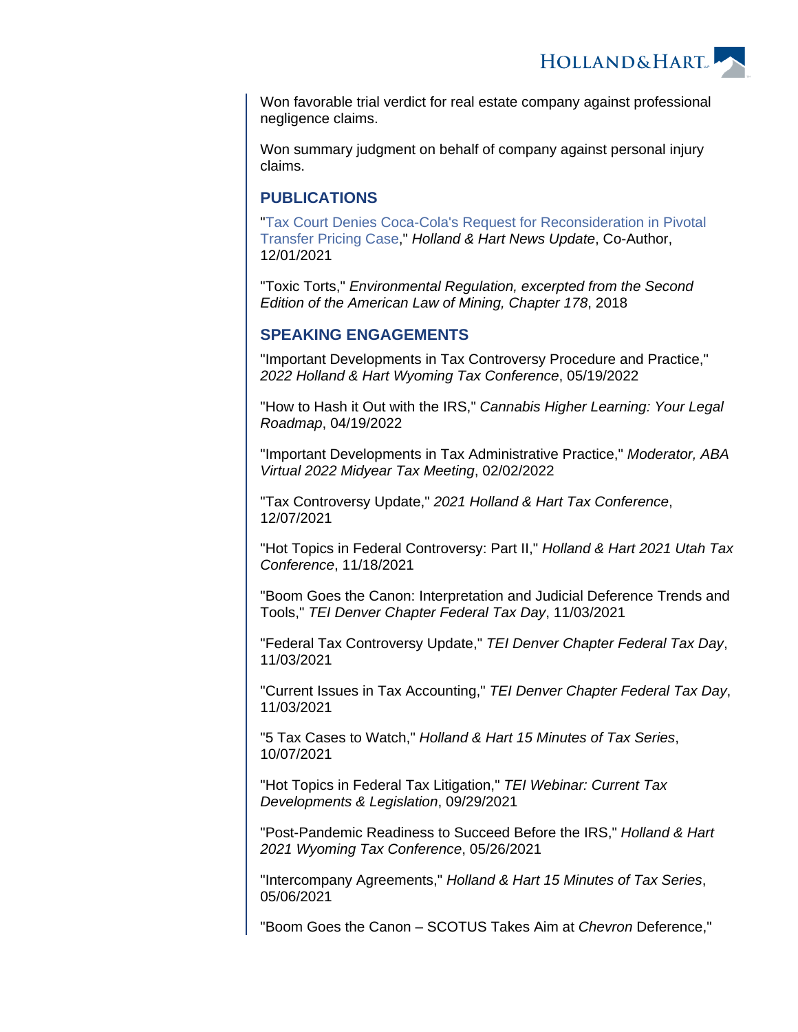Won favorable trial verdict for real estate company against professional negligence claims.

Won summary judgment on behalf of company against personal injury claims.

## PUBLICATIONS

"Tax Court Denies Coca-Cola's Request for Reconsideration in Pivotal Transfer Pricing Case," *Holland & Hart News Update*, Co-Author, 12/01/2021

"Toxic Torts," *Environmental Regulation, excerpted from the Second Edition of the American Law of Mining, Chapter 178*, 2018

## SPEAKING ENGAGEMENTS

"Important Developments in Tax Controversy Procedure and Practice," *2022 Holland & Hart Wyoming Tax Conference*, 05/19/2022

"How to Hash it Out with the IRS," *Cannabis Higher Learning: Your Legal Roadmap*, 04/19/2022

"Important Developments in Tax Administrative Practice," *Moderator, ABA Virtual 2022 Midyear Tax Meeting*, 02/02/2022

"Tax Controversy Update," *2021 Holland & Hart Tax Conference*, 12/07/2021

"Hot Topics in Federal Controversy: Part II," *Holland & Hart 2021 Utah Tax Conference*, 11/18/2021

"Boom Goes the Canon: Interpretation and Judicial Deference Trends and Tools," *TEI Denver Chapter Federal Tax Day*, 11/03/2021

"Federal Tax Controversy Update," *TEI Denver Chapter Federal Tax Day*, 11/03/2021

"Current Issues in Tax Accounting," *TEI Denver Chapter Federal Tax Day*, 11/03/2021

"5 Tax Cases to Watch," *Holland & Hart 15 Minutes of Tax Series*, 10/07/2021

"Hot Topics in Federal Tax Litigation," *TEI Webinar: Current Tax Developments & Legislation*, 09/29/2021

"Post-Pandemic Readiness to Succeed Before the IRS," *Holland & Hart 2021 Wyoming Tax Conference*, 05/26/2021

"Intercompany Agreements," *Holland & Hart 15 Minutes of Tax Series*, 05/06/2021

"Boom Goes the Canon – SCOTUS Takes Aim at *Chevron* Deference,"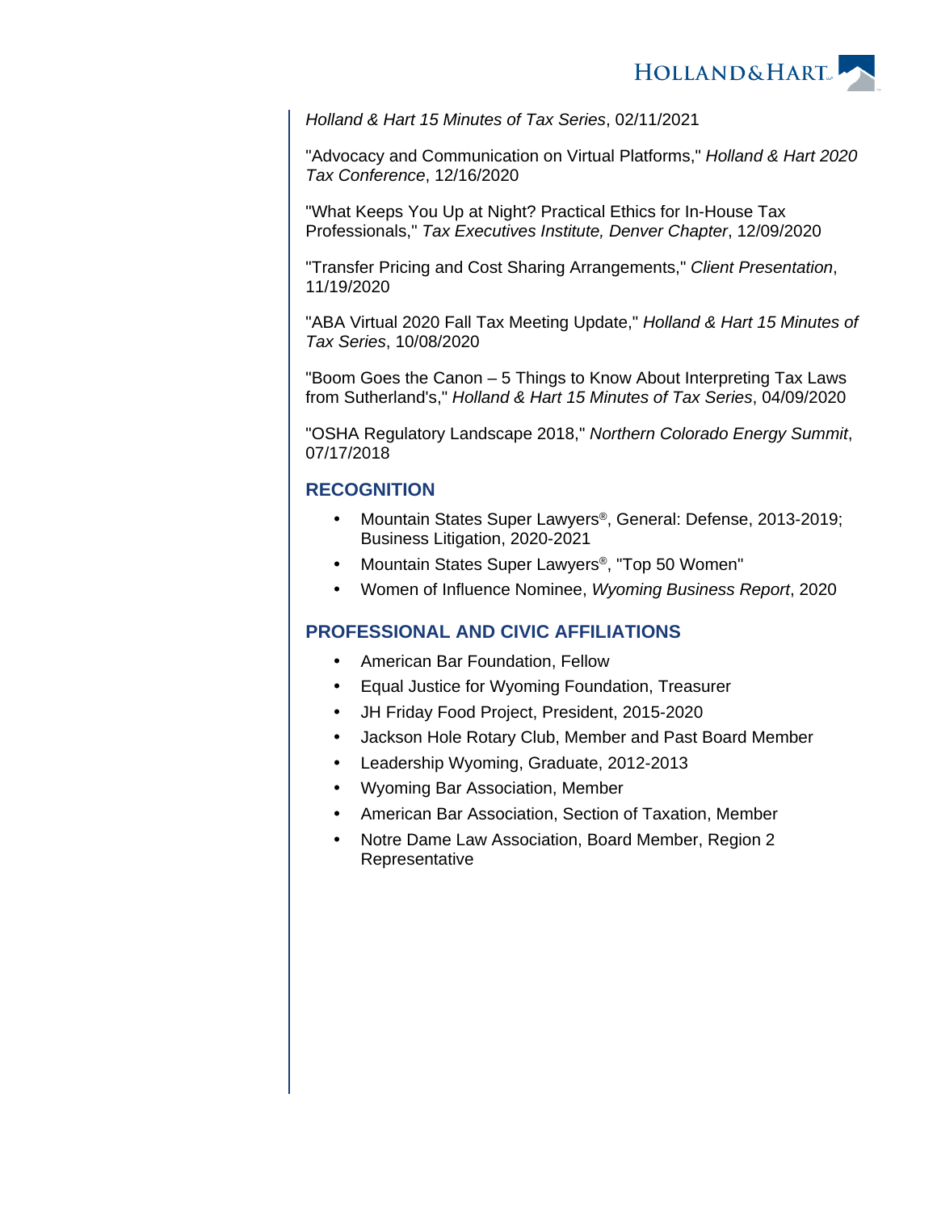*Holland & Hart 15 Minutes of Tax Series*, 02/11/2021

"Advocacy and Communication on Virtual Platforms," *Holland & Hart 2020 Tax Conference*, 12/16/2020

"What Keeps You Up at Night? Practical Ethics for In-House Tax Professionals," *Tax Executives Institute, Denver Chapter*, 12/09/2020

"Transfer Pricing and Cost Sharing Arrangements," *Client Presentation*, 11/19/2020

"ABA Virtual 2020 Fall Tax Meeting Update," *Holland & Hart 15 Minutes of Tax Series*, 10/08/2020

"Boom Goes the Canon – 5 Things to Know About Interpreting Tax Laws from Sutherland's," *Holland & Hart 15 Minutes of Tax Series*, 04/09/2020

"OSHA Regulatory Landscape 2018," *Northern Colorado Energy Summit*, 07/17/2018

## RECOGNITION

- Mountain States Super Lawyers®, General: Defense, 2013-2019; Business Litigation, 2020-2021
- Mountain States Super Lawyers®, "Top 50 Women"
- Women of Influence Nominee, *Wyoming Business Report*, 2020

## PROFESSIONAL AND CIVIC AFFILIATIONS

- American Bar Foundation, Fellow
- Equal Justice for Wyoming Foundation, Treasurer
- JH Friday Food Project, President, 2015-2020
- Jackson Hole Rotary Club, Member and Past Board Member
- Leadership Wyoming, Graduate, 2012-2013
- Wyoming Bar Association, Member
- American Bar Association, Section of Taxation, Member
- Notre Dame Law Association, Board Member, Region 2 Representative